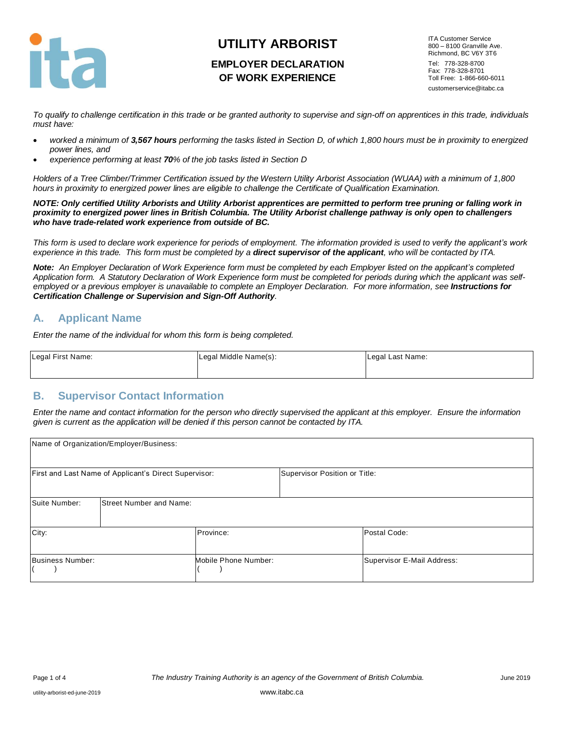# UTILITY ARBORIST

## EMPLOYER DECLARATION OF WORK EXPERIENCE

ITA Customer Service
800 – 8100 Granville Ave.
Richmond, BC V6Y 3T6
Tel: 778-328-8700
Fax: 778-328-8701
Toll Free: 1-866-660-6011
customerservice@itabc.ca

*To qualify to challenge certification in this trade or be granted authority to supervise and sign-off on apprentices in this trade, individuals must have:*

- *worked a minimum of **3,567 hours** performing the tasks listed in Section D, of which 1,800 hours must be in proximity to energized power lines, and*
- *experience performing at least **70**% of the job tasks listed in Section D*

*Holders of a Tree Climber/Trimmer Certification issued by the Western Utility Arborist Association (WUAA) with a minimum of 1,800 hours in proximity to energized power lines are eligible to challenge the Certificate of Qualification Examination.*

***NOTE: Only certified Utility Arborists and Utility Arborist apprentices are permitted to perform tree pruning or falling work in proximity to energized power lines in British Columbia. The Utility Arborist challenge pathway is only open to challengers who have trade-related work experience from outside of BC.***

*This form is used to declare work experience for periods of employment. The information provided is used to verify the applicant's work experience in this trade. This form must be completed by a **direct supervisor of the applicant**, who will be contacted by ITA.*

***Note:** An Employer Declaration of Work Experience form must be completed by each Employer listed on the applicant's completed Application form. A Statutory Declaration of Work Experience form must be completed for periods during which the applicant was self-employed or a previous employer is unavailable to complete an Employer Declaration. For more information, see **Instructions for Certification Challenge or Supervision and Sign-Off Authority**.*

## A. Applicant Name

*Enter the name of the individual for whom this form is being completed.*

| Legal First Name: | Legal Middle Name(s): | Legal Last Name: |
|---|---|---|
| | | |

## B. Supervisor Contact Information

*Enter the name and contact information for the person who directly supervised the applicant at this employer. Ensure the information given is current as the application will be denied if this person cannot be contacted by ITA.*

| Name of Organization/Employer/Business: | | |
|---|---|---|
| First and Last Name of Applicant's Direct Supervisor: | Supervisor Position or Title: | |
| Suite Number: | Street Number and Name: | |
| City: | Province: | Postal Code: |
| Business Number: ( ) | Mobile Phone Number: ( ) | Supervisor E-Mail Address: |

*The Industry Training Authority is an agency of the Government of British Columbia.*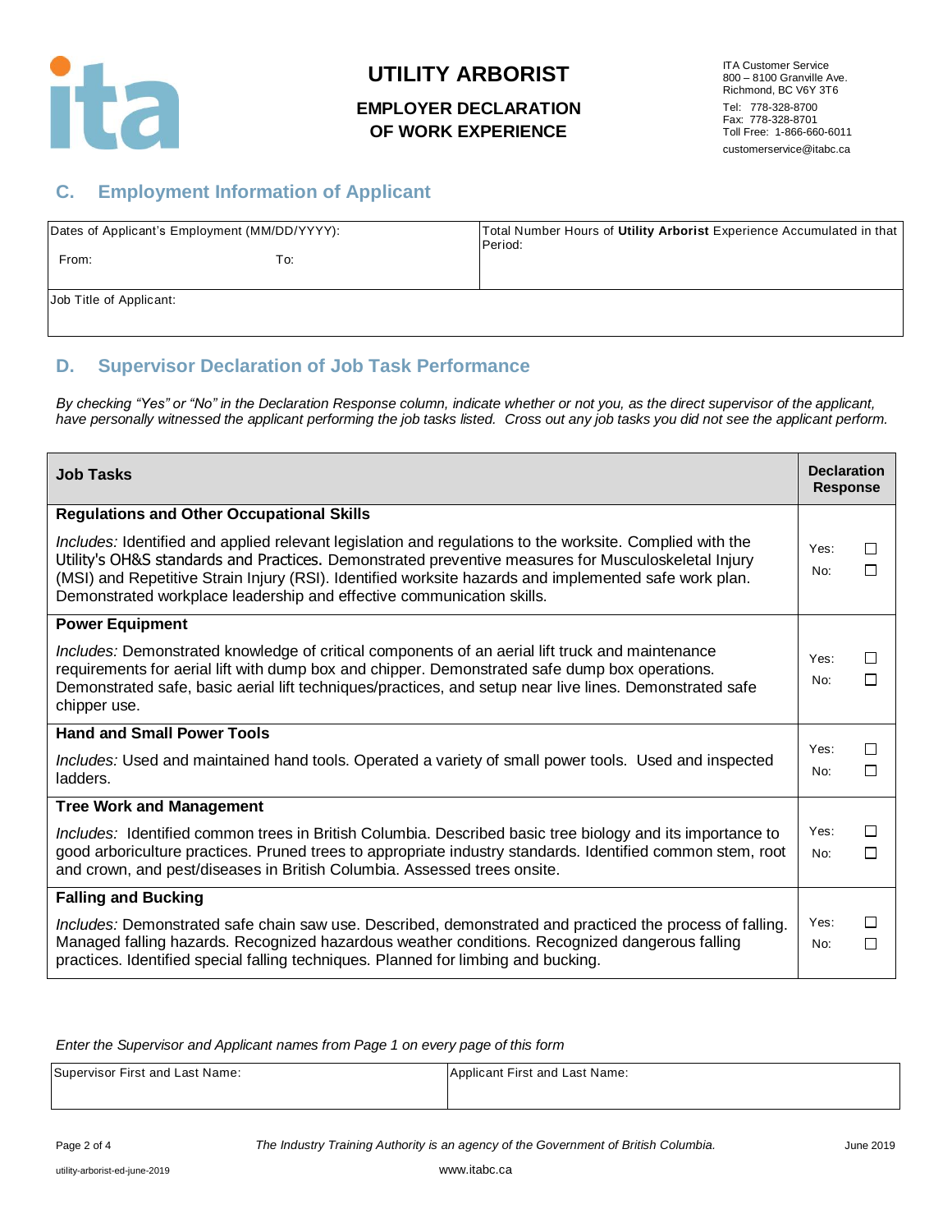# UTILITY ARBORIST

## EMPLOYER DECLARATION OF WORK EXPERIENCE

ITA Customer Service
800 – 8100 Granville Ave.
Richmond, BC V6Y 3T6
Tel: 778-328-8700
Fax: 778-328-8701
Toll Free: 1-866-660-6011
customerservice@itabc.ca

## C. Employment Information of Applicant

| Dates of Applicant's Employment (MM/DD/YYYY): From: To: | Total Number Hours of **Utility Arborist** Experience Accumulated in that Period: |
|---|---|
| Job Title of Applicant: | |

## D. Supervisor Declaration of Job Task Performance

*By checking "Yes" or "No" in the Declaration Response column, indicate whether or not you, as the direct supervisor of the applicant, have personally witnessed the applicant performing the job tasks listed. Cross out any job tasks you did not see the applicant perform.*

| Job Tasks | Declaration Response |
|---|---|
| **Regulations and Other Occupational Skills**<br>*Includes:* Identified and applied relevant legislation and regulations to the worksite. Complied with the Utility's OH&S standards and Practices. Demonstrated preventive measures for Musculoskeletal Injury (MSI) and Repetitive Strain Injury (RSI). Identified worksite hazards and implemented safe work plan. Demonstrated workplace leadership and effective communication skills. | Yes: ☐<br>No: ☐ |
| **Power Equipment**<br>*Includes:* Demonstrated knowledge of critical components of an aerial lift truck and maintenance requirements for aerial lift with dump box and chipper. Demonstrated safe dump box operations. Demonstrated safe, basic aerial lift techniques/practices, and setup near live lines. Demonstrated safe chipper use. | Yes: ☐<br>No: ☐ |
| **Hand and Small Power Tools**<br>*Includes:* Used and maintained hand tools. Operated a variety of small power tools. Used and inspected ladders. | Yes: ☐<br>No: ☐ |
| **Tree Work and Management**<br>*Includes:* Identified common trees in British Columbia. Described basic tree biology and its importance to good arboriculture practices. Pruned trees to appropriate industry standards. Identified common stem, root and crown, and pest/diseases in British Columbia. Assessed trees onsite. | Yes: ☐<br>No: ☐ |
| **Falling and Bucking**<br>*Includes:* Demonstrated safe chain saw use. Described, demonstrated and practiced the process of falling. Managed falling hazards. Recognized hazardous weather conditions. Recognized dangerous falling practices. Identified special falling techniques. Planned for limbing and bucking. | Yes: ☐<br>No: ☐ |

*Enter the Supervisor and Applicant names from Page 1 on every page of this form*

| Supervisor First and Last Name: | Applicant First and Last Name: |
|---|---|
| | |

*The Industry Training Authority is an agency of the Government of British Columbia.*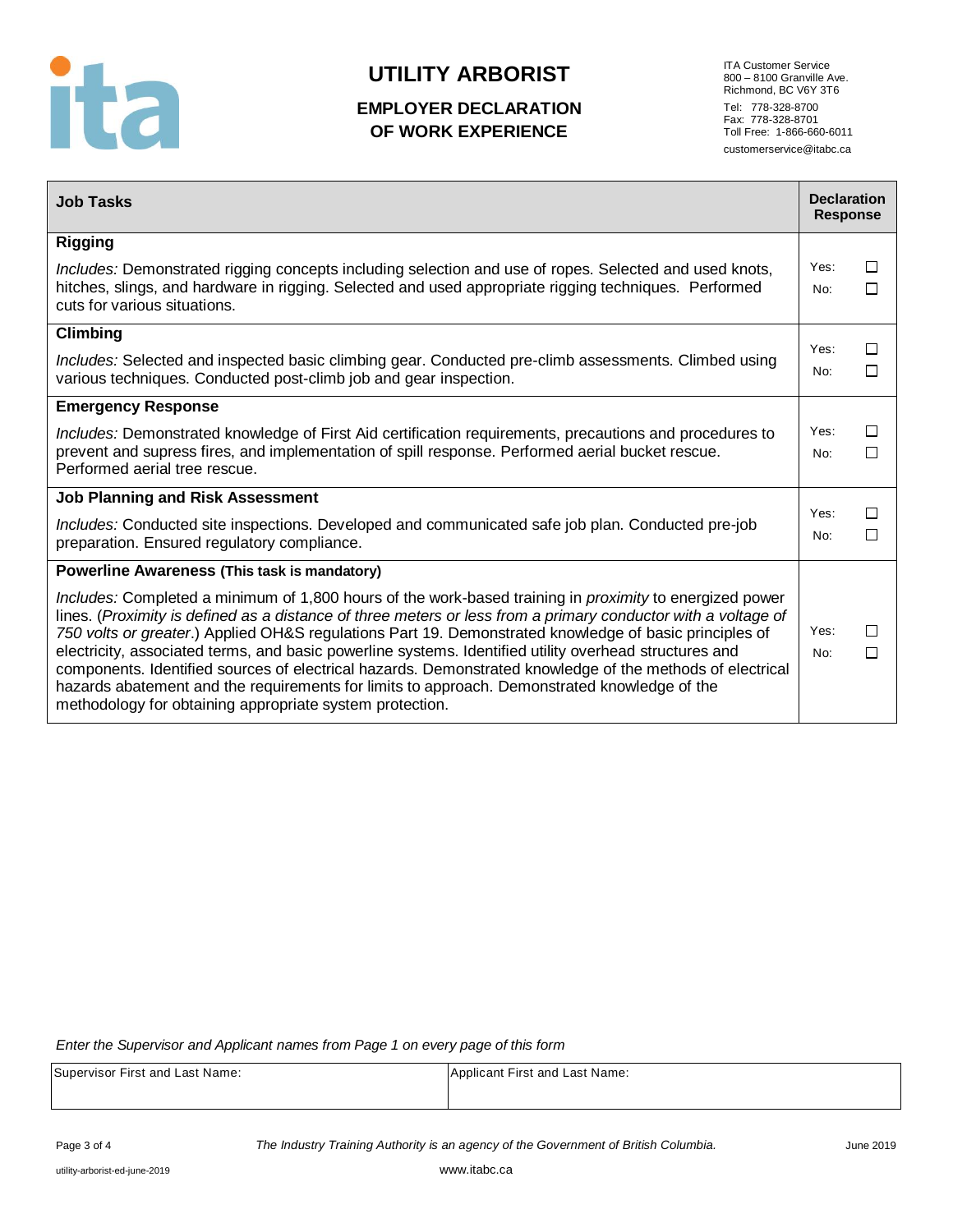# UTILITY ARBORIST

## EMPLOYER DECLARATION OF WORK EXPERIENCE

ITA Customer Service
800 – 8100 Granville Ave.
Richmond, BC V6Y 3T6
Tel: 778-328-8700
Fax: 778-328-8701
Toll Free: 1-866-660-6011
customerservice@itabc.ca

| Job Tasks | Declaration Response |
|---|---|
| **Rigging**<br>*Includes:* Demonstrated rigging concepts including selection and use of ropes. Selected and used knots, hitches, slings, and hardware in rigging. Selected and used appropriate rigging techniques. Performed cuts for various situations. | Yes: ☐<br>No: ☐ |
| **Climbing**<br>*Includes:* Selected and inspected basic climbing gear. Conducted pre-climb assessments. Climbed using various techniques. Conducted post-climb job and gear inspection. | Yes: ☐<br>No: ☐ |
| **Emergency Response**<br>*Includes:* Demonstrated knowledge of First Aid certification requirements, precautions and procedures to prevent and supress fires, and implementation of spill response. Performed aerial bucket rescue. Performed aerial tree rescue. | Yes: ☐<br>No: ☐ |
| **Job Planning and Risk Assessment**<br>*Includes:* Conducted site inspections. Developed and communicated safe job plan. Conducted pre-job preparation. Ensured regulatory compliance. | Yes: ☐<br>No: ☐ |
| **Powerline Awareness (This task is mandatory)**<br>*Includes:* Completed a minimum of 1,800 hours of the work-based training in *proximity* to energized power lines. (*Proximity is defined as a distance of three meters or less from a primary conductor with a voltage of 750 volts or greater*.) Applied OH&S regulations Part 19. Demonstrated knowledge of basic principles of electricity, associated terms, and basic powerline systems. Identified utility overhead structures and components. Identified sources of electrical hazards. Demonstrated knowledge of the methods of electrical hazards abatement and the requirements for limits to approach. Demonstrated knowledge of the methodology for obtaining appropriate system protection. | Yes: ☐<br>No: ☐ |

*Enter the Supervisor and Applicant names from Page 1 on every page of this form*

| Supervisor First and Last Name: | Applicant First and Last Name: |
|---|---|
| | |

*The Industry Training Authority is an agency of the Government of British Columbia.*

June 2019

utility-arborist-ed-june-2019

www.itabc.ca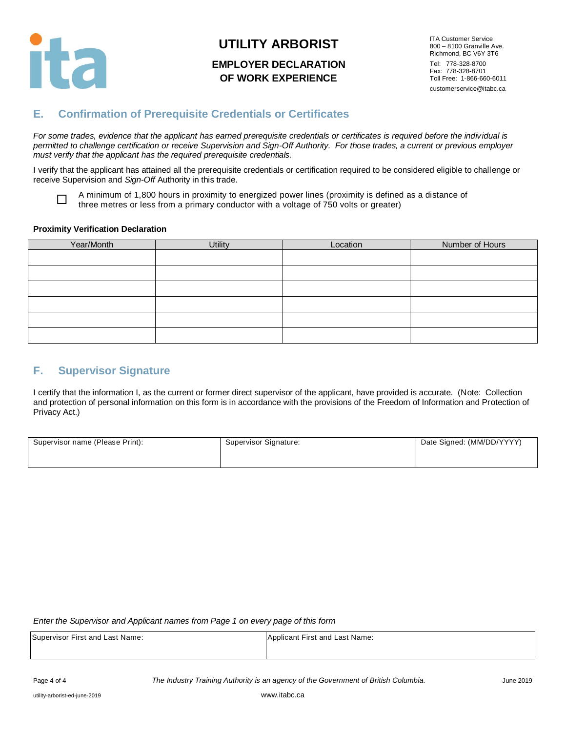# UTILITY ARBORIST

## EMPLOYER DECLARATION OF WORK EXPERIENCE

ITA Customer Service
800 – 8100 Granville Ave.
Richmond, BC V6Y 3T6
Tel: 778-328-8700
Fax: 778-328-8701
Toll Free: 1-866-660-6011
customerservice@itabc.ca

## E. Confirmation of Prerequisite Credentials or Certificates

*For some trades, evidence that the applicant has earned prerequisite credentials or certificates is required before the individual is permitted to challenge certification or receive Supervision and Sign-Off Authority. For those trades, a current or previous employer must verify that the applicant has the required prerequisite credentials.*

I verify that the applicant has attained all the prerequisite credentials or certification required to be considered eligible to challenge or receive Supervision and *Sign-Off* Authority in this trade.

☐ A minimum of 1,800 hours in proximity to energized power lines (proximity is defined as a distance of three metres or less from a primary conductor with a voltage of 750 volts or greater)

**Proximity Verification Declaration**

| Year/Month | Utility | Location | Number of Hours |
|---|---|---|---|
| | | | |
| | | | |
| | | | |
| | | | |
| | | | |
| | | | |

## F. Supervisor Signature

I certify that the information I, as the current or former direct supervisor of the applicant, have provided is accurate. (Note: Collection and protection of personal information on this form is in accordance with the provisions of the Freedom of Information and Protection of Privacy Act.)

| Supervisor name (Please Print): | Supervisor Signature: | Date Signed: (MM/DD/YYYY) |
|---|---|---|
| | | |

*Enter the Supervisor and Applicant names from Page 1 on every page of this form*

| Supervisor First and Last Name: | Applicant First and Last Name: |
|---|---|
| | |

*The Industry Training Authority is an agency of the Government of British Columbia.*

utility-arborist-ed-june-2019

www.itabc.ca